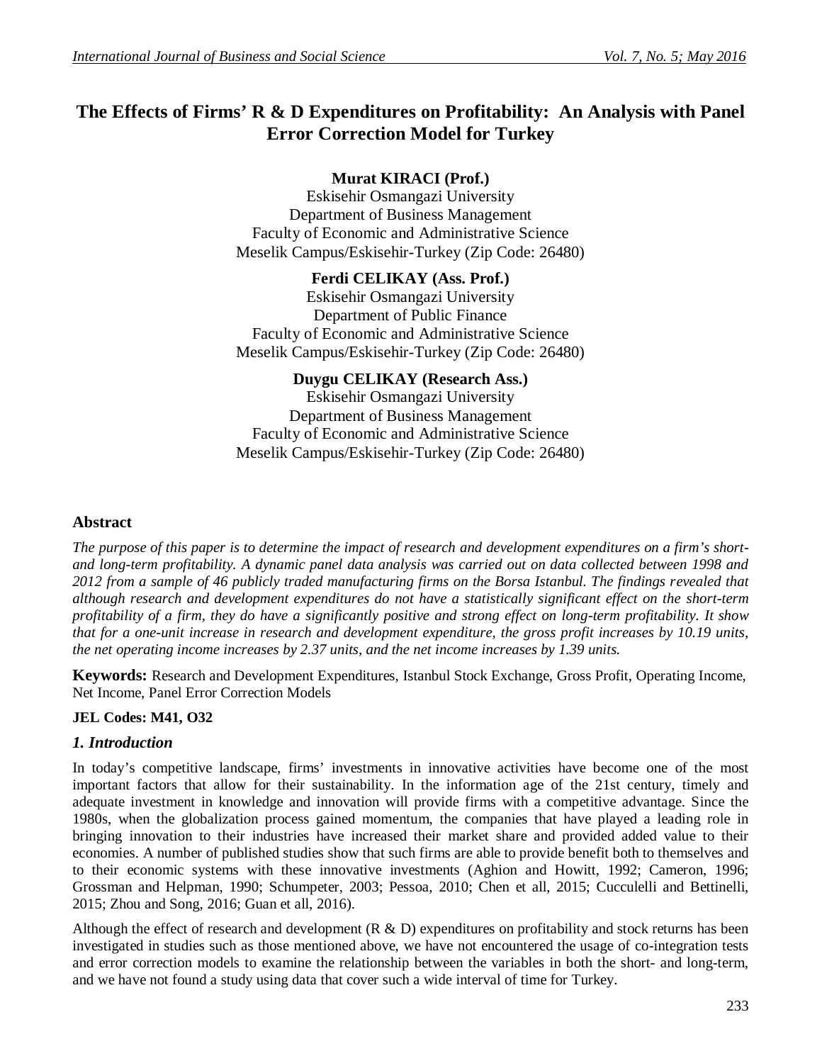# The Effects of Firms' R & D Expenditures on Profitability: An Analysis with Panel Error Correction Model for Turkey

**Murat KIRACI (Prof.)**
Eskisehir Osmangazi University
Department of Business Management
Faculty of Economic and Administrative Science
Meselik Campus/Eskisehir-Turkey (Zip Code: 26480)

**Ferdi CELIKAY (Ass. Prof.)**
Eskisehir Osmangazi University
Department of Public Finance
Faculty of Economic and Administrative Science
Meselik Campus/Eskisehir-Turkey (Zip Code: 26480)

**Duygu CELIKAY (Research Ass.)**
Eskisehir Osmangazi University
Department of Business Management
Faculty of Economic and Administrative Science
Meselik Campus/Eskisehir-Turkey (Zip Code: 26480)

## Abstract

*The purpose of this paper is to determine the impact of research and development expenditures on a firm's short- and long-term profitability. A dynamic panel data analysis was carried out on data collected between 1998 and 2012 from a sample of 46 publicly traded manufacturing firms on the Borsa Istanbul. The findings revealed that although research and development expenditures do not have a statistically significant effect on the short-term profitability of a firm, they do have a significantly positive and strong effect on long-term profitability. It show that for a one-unit increase in research and development expenditure, the gross profit increases by 10.19 units, the net operating income increases by 2.37 units, and the net income increases by 1.39 units.*

**Keywords:** Research and Development Expenditures, Istanbul Stock Exchange, Gross Profit, Operating Income, Net Income, Panel Error Correction Models

**JEL Codes: M41, O32**

## *1. Introduction*

In today's competitive landscape, firms' investments in innovative activities have become one of the most important factors that allow for their sustainability. In the information age of the 21st century, timely and adequate investment in knowledge and innovation will provide firms with a competitive advantage. Since the 1980s, when the globalization process gained momentum, the companies that have played a leading role in bringing innovation to their industries have increased their market share and provided added value to their economies. A number of published studies show that such firms are able to provide benefit both to themselves and to their economic systems with these innovative investments (Aghion and Howitt, 1992; Cameron, 1996; Grossman and Helpman, 1990; Schumpeter, 2003; Pessoa, 2010; Chen et all, 2015; Cucculelli and Bettinelli, 2015; Zhou and Song, 2016; Guan et all, 2016).

Although the effect of research and development (R & D) expenditures on profitability and stock returns has been investigated in studies such as those mentioned above, we have not encountered the usage of co-integration tests and error correction models to examine the relationship between the variables in both the short- and long-term, and we have not found a study using data that cover such a wide interval of time for Turkey.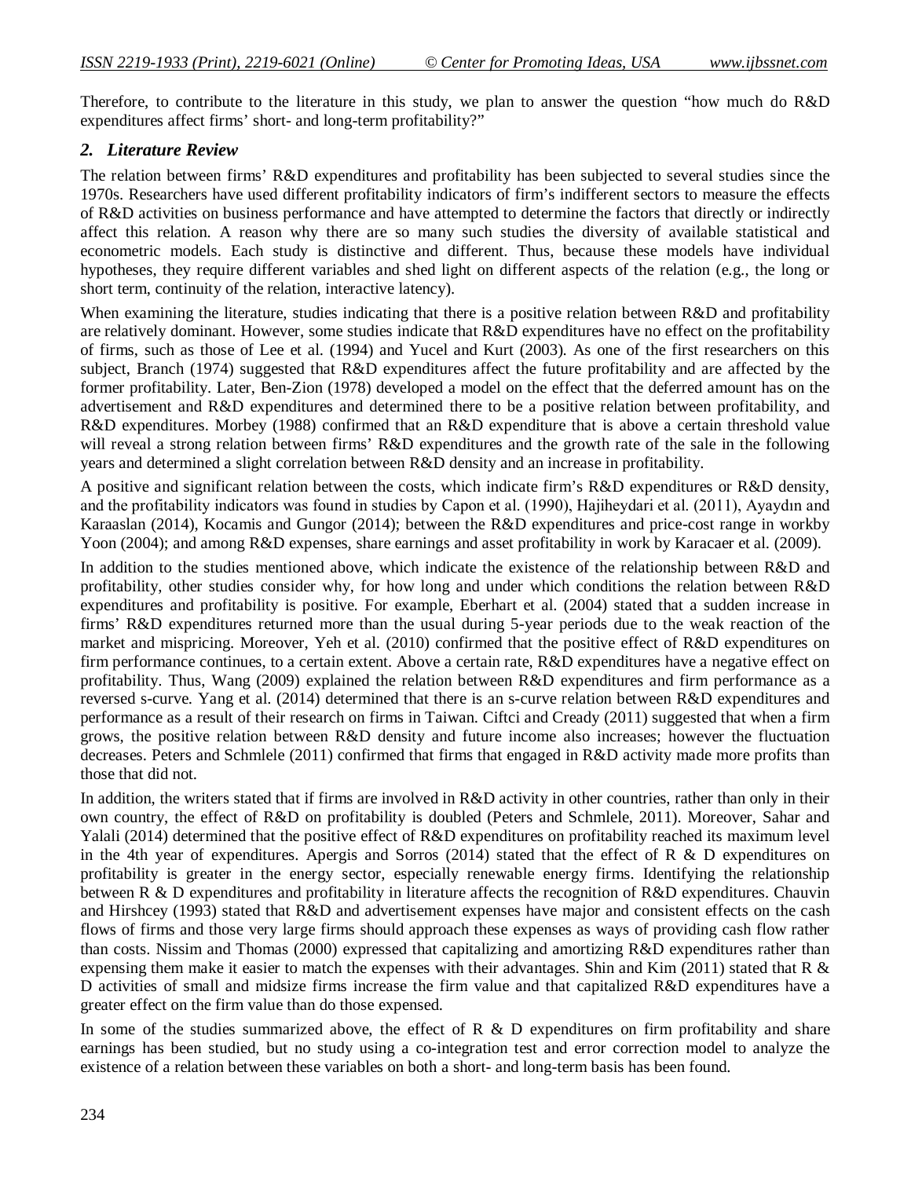Therefore, to contribute to the literature in this study, we plan to answer the question "how much do R&D expenditures affect firms' short- and long-term profitability?"

## 2. Literature Review

The relation between firms' R&D expenditures and profitability has been subjected to several studies since the 1970s. Researchers have used different profitability indicators of firm's indifferent sectors to measure the effects of R&D activities on business performance and have attempted to determine the factors that directly or indirectly affect this relation. A reason why there are so many such studies the diversity of available statistical and econometric models. Each study is distinctive and different. Thus, because these models have individual hypotheses, they require different variables and shed light on different aspects of the relation (e.g., the long or short term, continuity of the relation, interactive latency).

When examining the literature, studies indicating that there is a positive relation between R&D and profitability are relatively dominant. However, some studies indicate that R&D expenditures have no effect on the profitability of firms, such as those of Lee et al. (1994) and Yucel and Kurt (2003). As one of the first researchers on this subject, Branch (1974) suggested that R&D expenditures affect the future profitability and are affected by the former profitability. Later, Ben-Zion (1978) developed a model on the effect that the deferred amount has on the advertisement and R&D expenditures and determined there to be a positive relation between profitability, and R&D expenditures. Morbey (1988) confirmed that an R&D expenditure that is above a certain threshold value will reveal a strong relation between firms' R&D expenditures and the growth rate of the sale in the following years and determined a slight correlation between R&D density and an increase in profitability.

A positive and significant relation between the costs, which indicate firm's R&D expenditures or R&D density, and the profitability indicators was found in studies by Capon et al. (1990), Hajiheydari et al. (2011), Ayaydın and Karaaslan (2014), Kocamis and Gungor (2014); between the R&D expenditures and price-cost range in workby Yoon (2004); and among R&D expenses, share earnings and asset profitability in work by Karacaer et al. (2009).

In addition to the studies mentioned above, which indicate the existence of the relationship between R&D and profitability, other studies consider why, for how long and under which conditions the relation between R&D expenditures and profitability is positive. For example, Eberhart et al. (2004) stated that a sudden increase in firms' R&D expenditures returned more than the usual during 5-year periods due to the weak reaction of the market and mispricing. Moreover, Yeh et al. (2010) confirmed that the positive effect of R&D expenditures on firm performance continues, to a certain extent. Above a certain rate, R&D expenditures have a negative effect on profitability. Thus, Wang (2009) explained the relation between R&D expenditures and firm performance as a reversed s-curve. Yang et al. (2014) determined that there is an s-curve relation between R&D expenditures and performance as a result of their research on firms in Taiwan. Ciftci and Cready (2011) suggested that when a firm grows, the positive relation between R&D density and future income also increases; however the fluctuation decreases. Peters and Schmlele (2011) confirmed that firms that engaged in R&D activity made more profits than those that did not.

In addition, the writers stated that if firms are involved in R&D activity in other countries, rather than only in their own country, the effect of R&D on profitability is doubled (Peters and Schmlele, 2011). Moreover, Sahar and Yalali (2014) determined that the positive effect of R&D expenditures on profitability reached its maximum level in the 4th year of expenditures. Apergis and Sorros (2014) stated that the effect of R & D expenditures on profitability is greater in the energy sector, especially renewable energy firms. Identifying the relationship between R & D expenditures and profitability in literature affects the recognition of R&D expenditures. Chauvin and Hirshcey (1993) stated that R&D and advertisement expenses have major and consistent effects on the cash flows of firms and those very large firms should approach these expenses as ways of providing cash flow rather than costs. Nissim and Thomas (2000) expressed that capitalizing and amortizing R&D expenditures rather than expensing them make it easier to match the expenses with their advantages. Shin and Kim (2011) stated that R & D activities of small and midsize firms increase the firm value and that capitalized R&D expenditures have a greater effect on the firm value than do those expensed.

In some of the studies summarized above, the effect of R & D expenditures on firm profitability and share earnings has been studied, but no study using a co-integration test and error correction model to analyze the existence of a relation between these variables on both a short- and long-term basis has been found.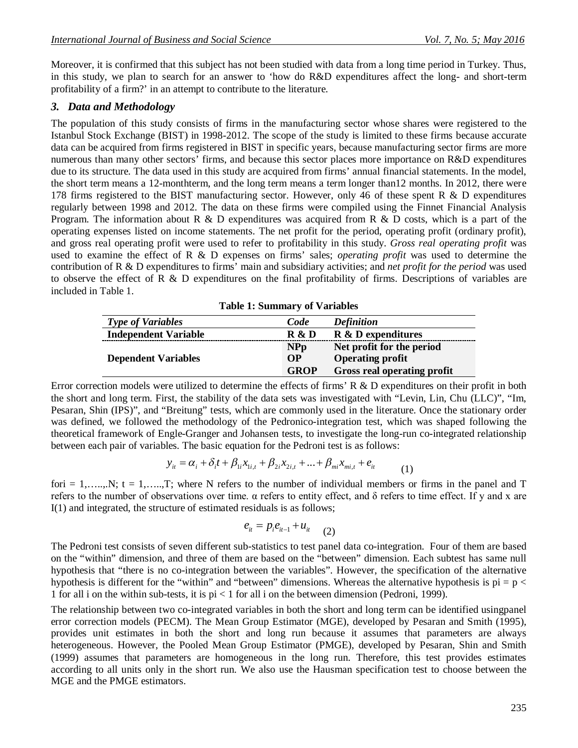Moreover, it is confirmed that this subject has not been studied with data from a long time period in Turkey. Thus, in this study, we plan to search for an answer to 'how do R&D expenditures affect the long- and short-term profitability of a firm?' in an attempt to contribute to the literature.

## *3. Data and Methodology*

The population of this study consists of firms in the manufacturing sector whose shares were registered to the Istanbul Stock Exchange (BIST) in 1998-2012. The scope of the study is limited to these firms because accurate data can be acquired from firms registered in BIST in specific years, because manufacturing sector firms are more numerous than many other sectors' firms, and because this sector places more importance on R&D expenditures due to its structure. The data used in this study are acquired from firms' annual financial statements. In the model, the short term means a 12-monthterm, and the long term means a term longer than12 months. In 2012, there were 178 firms registered to the BIST manufacturing sector. However, only 46 of these spent R & D expenditures regularly between 1998 and 2012. The data on these firms were compiled using the Finnet Financial Analysis Program. The information about R & D expenditures was acquired from R & D costs, which is a part of the operating expenses listed on income statements. The net profit for the period, operating profit (ordinary profit), and gross real operating profit were used to refer to profitability in this study. *Gross real operating profit* was used to examine the effect of R & D expenses on firms' sales; *operating profit* was used to determine the contribution of R & D expenditures to firms' main and subsidiary activities; and *net profit for the period* was used to observe the effect of R & D expenditures on the final profitability of firms. Descriptions of variables are included in Table 1.

**Table 1: Summary of Variables**

| *Type of Variables* | *Code* | *Definition* |
|---|---|---|
| **Independent Variable** | **R & D** | **R & D expenditures** |
| **Dependent Variables** | **NPp** | **Net profit for the period** |
| | **OP** | **Operating profit** |
| | **GROP** | **Gross real operating profit** |

Error correction models were utilized to determine the effects of firms' R & D expenditures on their profit in both the short and long term. First, the stability of the data sets was investigated with "Levin, Lin, Chu (LLC)", "Im, Pesaran, Shin (IPS)", and "Breitung" tests, which are commonly used in the literature. Once the stationary order was defined, we followed the methodology of the Pedronico-integration test, which was shaped following the theoretical framework of Engle-Granger and Johansen tests, to investigate the long-run co-integrated relationship between each pair of variables. The basic equation for the Pedroni test is as follows:

$$y_{it} = \alpha_i + \delta_i t + \beta_{1i} x_{1i,t} + \beta_{2i} x_{2i,t} + ... + \beta_{mi} x_{mi,t} + e_{it} \quad (1)$$

fori = 1,…..,.N; t = 1,…..,T; where N refers to the number of individual members or firms in the panel and T refers to the number of observations over time. α refers to entity effect, and δ refers to time effect. If y and x are I(1) and integrated, the structure of estimated residuals is as follows;

$$e_{it} = p_i e_{it-1} + u_{it} \quad (2)$$

The Pedroni test consists of seven different sub-statistics to test panel data co-integration. Four of them are based on the "within" dimension, and three of them are based on the "between" dimension. Each subtest has same null hypothesis that "there is no co-integration between the variables". However, the specification of the alternative hypothesis is different for the "within" and "between" dimensions. Whereas the alternative hypothesis is $pi = p < 1$ for all i on the within sub-tests, it is $pi < 1$ for all i on the between dimension (Pedroni, 1999).

The relationship between two co-integrated variables in both the short and long term can be identified usingpanel error correction models (PECM). The Mean Group Estimator (MGE), developed by Pesaran and Smith (1995), provides unit estimates in both the short and long run because it assumes that parameters are always heterogeneous. However, the Pooled Mean Group Estimator (PMGE), developed by Pesaran, Shin and Smith (1999) assumes that parameters are homogeneous in the long run. Therefore, this test provides estimates according to all units only in the short run. We also use the Hausman specification test to choose between the MGE and the PMGE estimators.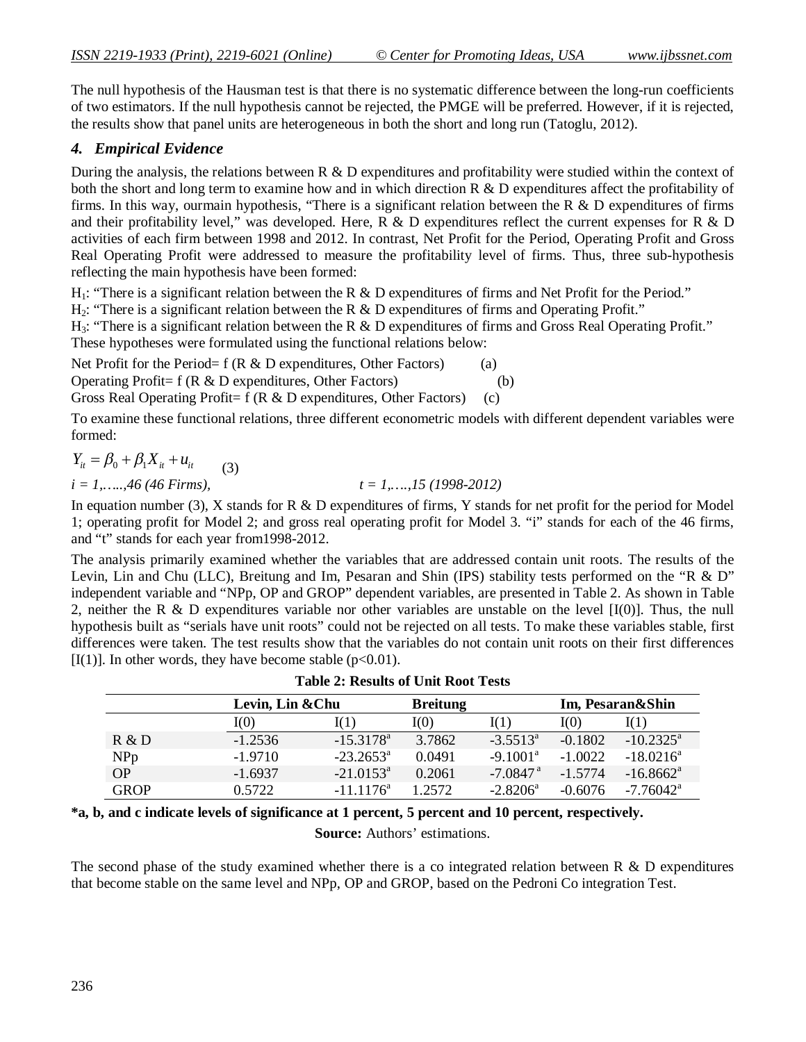The null hypothesis of the Hausman test is that there is no systematic difference between the long-run coefficients of two estimators. If the null hypothesis cannot be rejected, the PMGE will be preferred. However, if it is rejected, the results show that panel units are heterogeneous in both the short and long run (Tatoglu, 2012).

## *4. Empirical Evidence*

During the analysis, the relations between R & D expenditures and profitability were studied within the context of both the short and long term to examine how and in which direction R & D expenditures affect the profitability of firms. In this way, ourmain hypothesis, "There is a significant relation between the R & D expenditures of firms and their profitability level," was developed. Here, R & D expenditures reflect the current expenses for R & D activities of each firm between 1998 and 2012. In contrast, Net Profit for the Period, Operating Profit and Gross Real Operating Profit were addressed to measure the profitability level of firms. Thus, three sub-hypothesis reflecting the main hypothesis have been formed:

$H_1$: "There is a significant relation between the R & D expenditures of firms and Net Profit for the Period."
$H_2$: "There is a significant relation between the R & D expenditures of firms and Operating Profit."
$H_3$: "There is a significant relation between the R & D expenditures of firms and Gross Real Operating Profit."
These hypotheses were formulated using the functional relations below:

Net Profit for the Period= f (R & D expenditures, Other Factors) (a)
Operating Profit= f (R & D expenditures, Other Factors) (b)
Gross Real Operating Profit= f (R & D expenditures, Other Factors) (c)

To examine these functional relations, three different econometric models with different dependent variables were formed:

$$Y_{it} = \beta_0 + \beta_1 X_{it} + u_{it} \quad (3)$$

*i = 1,…..,46 (46 Firms),* *t = 1,….,15 (1998-2012)*

In equation number (3), X stands for R & D expenditures of firms, Y stands for net profit for the period for Model 1; operating profit for Model 2; and gross real operating profit for Model 3. "i" stands for each of the 46 firms, and "t" stands for each year from1998-2012.

The analysis primarily examined whether the variables that are addressed contain unit roots. The results of the Levin, Lin and Chu (LLC), Breitung and Im, Pesaran and Shin (IPS) stability tests performed on the "R & D" independent variable and "NPp, OP and GROP" dependent variables, are presented in Table 2. As shown in Table 2, neither the R & D expenditures variable nor other variables are unstable on the level [I(0)]. Thus, the null hypothesis built as "serials have unit roots" could not be rejected on all tests. To make these variables stable, first differences were taken. The test results show that the variables do not contain unit roots on their first differences [I(1)]. In other words, they have become stable ($p<0.01$).

**Table 2: Results of Unit Root Tests**

| | Levin, Lin &Chu | | Breitung | | Im, Pesaran&Shin | |
|---|---|---|---|---|---|---|
| | I(0) | I(1) | I(0) | I(1) | I(0) | I(1) |
| R & D | -1.2536 | -15.3178[a] | 3.7862 | -3.5513[a] | -0.1802 | -10.2325[a] |
| NPp | -1.9710 | -23.2653[a] | 0.0491 | -9.1001[a] | -1.0022 | -18.0216[a] |
| OP | -1.6937 | -21.0153[a] | 0.2061 | -7.0847[a] | -1.5774 | -16.8662[a] |
| GROP | 0.5722 | -11.1176[a] | 1.2572 | -2.8206[a] | -0.6076 | -7.76042[a] |

**\*a, b, and c indicate levels of significance at 1 percent, 5 percent and 10 percent, respectively.**

**Source:** Authors' estimations.

The second phase of the study examined whether there is a co integrated relation between R & D expenditures that become stable on the same level and NPp, OP and GROP, based on the Pedroni Co integration Test.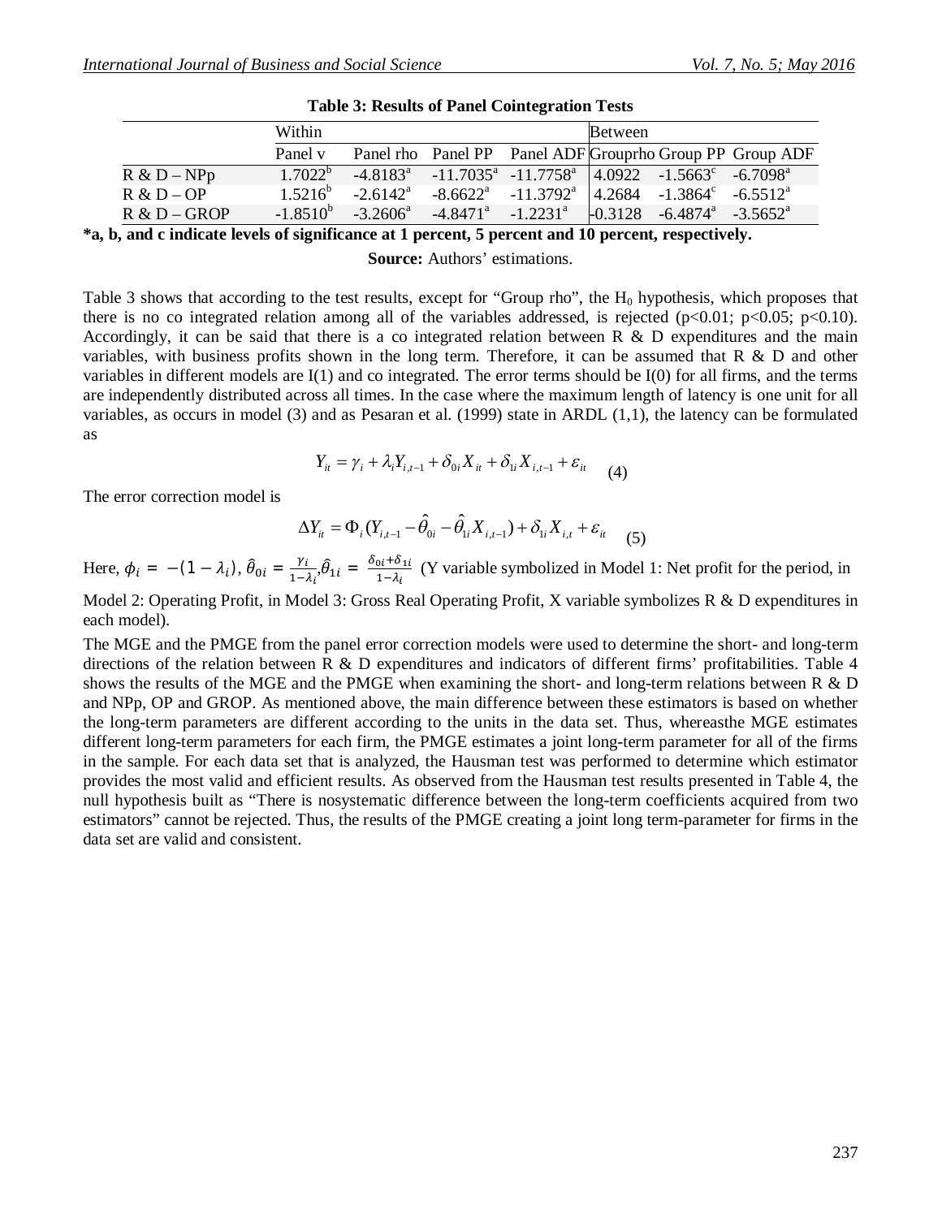**Table 3: Results of Panel Cointegration Tests**

| | Within | | | | Between | | |
|---|---|---|---|---|---|---|---|
| | Panel v | Panel rho | Panel PP | Panel ADF | Grouprho | Group PP | Group ADF |
| R & D – NPp | 1.7022[b] | -4.8183[a] | -11.7035[a] | -11.7758[a] | 4.0922 | -1.5663[c] | -6.7098[a] |
| R & D – OP | 1.5216[b] | -2.6142[a] | -8.6622[a] | -11.3792[a] | 4.2684 | -1.3864[c] | -6.5512[a] |
| R & D – GROP | -1.8510[b] | -3.2606[a] | -4.8471[a] | -1.2231[a] | -0.3128 | -6.4874[a] | -3.5652[a] |

***a, b, and c indicate levels of significance at 1 percent, 5 percent and 10 percent, respectively.**

**Source:** Authors' estimations.

Table 3 shows that according to the test results, except for "Group rho", the $H_0$ hypothesis, which proposes that there is no co integrated relation among all of the variables addressed, is rejected ($p<0.01$; $p<0.05$; $p<0.10$). Accordingly, it can be said that there is a co integrated relation between R & D expenditures and the main variables, with business profits shown in the long term. Therefore, it can be assumed that R & D and other variables in different models are I(1) and co integrated. The error terms should be I(0) for all firms, and the terms are independently distributed across all times. In the case where the maximum length of latency is one unit for all variables, as occurs in model (3) and as Pesaran et al. (1999) state in ARDL (1,1), the latency can be formulated as

$$Y_{it} = \gamma_i + \lambda_i Y_{i,t-1} + \delta_{0i} X_{it} + \delta_{1i} X_{i,t-1} + \varepsilon_{it} \quad (4)$$

The error correction model is

$$\Delta Y_{it} = \Phi_i (Y_{i,t-1} - \hat{\theta}_{0i} - \hat{\theta}_{1i} X_{i,t-1}) + \delta_{1i} X_{i,t} + \varepsilon_{it} \quad (5)$$

Here, $\phi_i = -(1-\lambda_i)$, $\hat{\theta}_{0i} = \frac{\gamma_i}{1-\lambda_i}$, $\hat{\theta}_{1i} = \frac{\delta_{0i}+\delta_{1i}}{1-\lambda_i}$ (Y variable symbolized in Model 1: Net profit for the period, in Model 2: Operating Profit, in Model 3: Gross Real Operating Profit, X variable symbolizes R & D expenditures in each model).

The MGE and the PMGE from the panel error correction models were used to determine the short- and long-term directions of the relation between R & D expenditures and indicators of different firms' profitabilities. Table 4 shows the results of the MGE and the PMGE when examining the short- and long-term relations between R & D and NPp, OP and GROP. As mentioned above, the main difference between these estimators is based on whether the long-term parameters are different according to the units in the data set. Thus, whereasthe MGE estimates different long-term parameters for each firm, the PMGE estimates a joint long-term parameter for all of the firms in the sample. For each data set that is analyzed, the Hausman test was performed to determine which estimator provides the most valid and efficient results. As observed from the Hausman test results presented in Table 4, the null hypothesis built as "There is nosystematic difference between the long-term coefficients acquired from two estimators" cannot be rejected. Thus, the results of the PMGE creating a joint long term-parameter for firms in the data set are valid and consistent.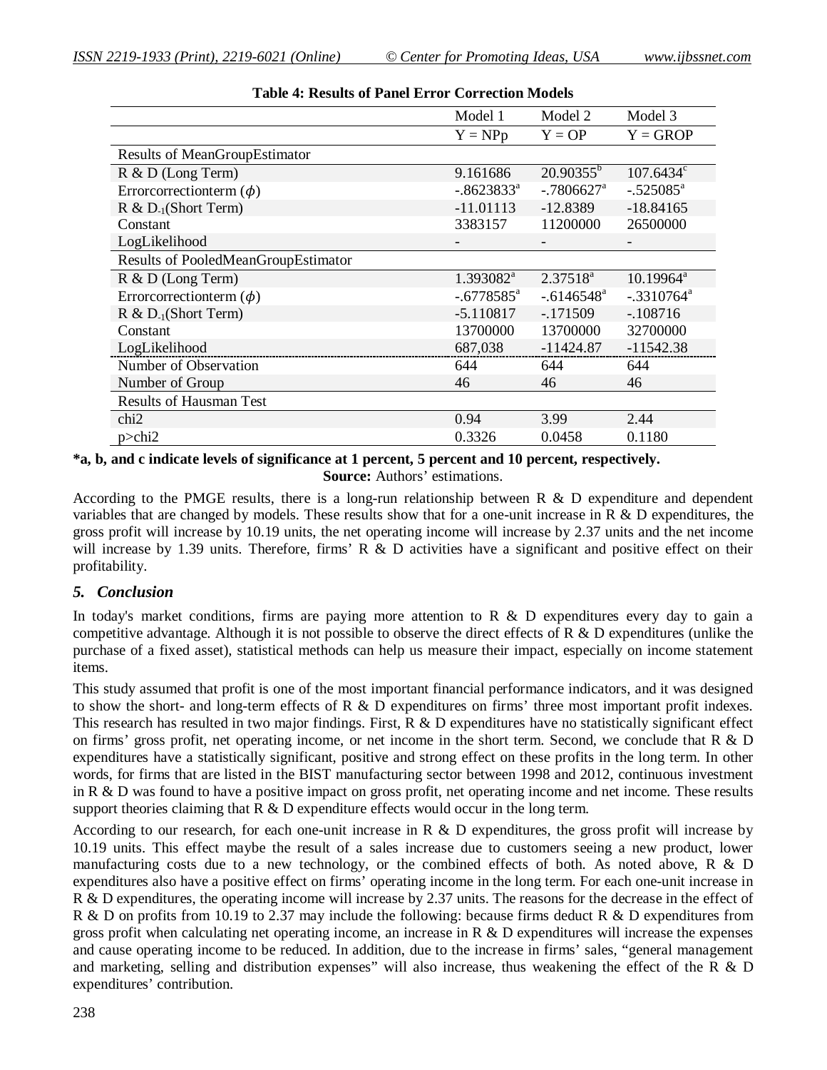**Table 4: Results of Panel Error Correction Models**

| | Model 1 | Model 2 | Model 3 |
|---|---|---|---|
| | Y = NPp | Y = OP | Y = GROP |
| Results of MeanGroupEstimator | | | |
| R & D (Long Term) | 9.161686 | 20.90355[b] | 107.6434[c] |
| Errorcorrectionterm ($\phi$) | -.8623833[a] | -.7806627[a] | -.525085[a] |
| R & $D_{-1}$(Short Term) | -11.01113 | -12.8389 | -18.84165 |
| Constant | 3383157 | 11200000 | 26500000 |
| LogLikelihood | - | - | - |
| Results of PooledMeanGroupEstimator | | | |
| R & D (Long Term) | 1.393082[a] | 2.37518[a] | 10.19964[a] |
| Errorcorrectionterm ($\phi$) | -.6778585[a] | -.6146548[a] | -.3310764[a] |
| R & $D_{-1}$(Short Term) | -5.110817 | -.171509 | -.108716 |
| Constant | 13700000 | 13700000 | 32700000 |
| LogLikelihood | 687,038 | -11424.87 | -11542.38 |
| Number of Observation | 644 | 644 | 644 |
| Number of Group | 46 | 46 | 46 |
| Results of Hausman Test | | | |
| chi2 | 0.94 | 3.99 | 2.44 |
| p>chi2 | 0.3326 | 0.0458 | 0.1180 |

***a, b, and c indicate levels of significance at 1 percent, 5 percent and 10 percent, respectively.**

**Source:** Authors' estimations.

According to the PMGE results, there is a long-run relationship between R & D expenditure and dependent variables that are changed by models. These results show that for a one-unit increase in R & D expenditures, the gross profit will increase by 10.19 units, the net operating income will increase by 2.37 units and the net income will increase by 1.39 units. Therefore, firms' R & D activities have a significant and positive effect on their profitability.

## *5. Conclusion*

In today's market conditions, firms are paying more attention to R & D expenditures every day to gain a competitive advantage. Although it is not possible to observe the direct effects of R & D expenditures (unlike the purchase of a fixed asset), statistical methods can help us measure their impact, especially on income statement items.

This study assumed that profit is one of the most important financial performance indicators, and it was designed to show the short- and long-term effects of R & D expenditures on firms' three most important profit indexes. This research has resulted in two major findings. First, R & D expenditures have no statistically significant effect on firms' gross profit, net operating income, or net income in the short term. Second, we conclude that R & D expenditures have a statistically significant, positive and strong effect on these profits in the long term. In other words, for firms that are listed in the BIST manufacturing sector between 1998 and 2012, continuous investment in R & D was found to have a positive impact on gross profit, net operating income and net income. These results support theories claiming that R & D expenditure effects would occur in the long term.

According to our research, for each one-unit increase in R & D expenditures, the gross profit will increase by 10.19 units. This effect maybe the result of a sales increase due to customers seeing a new product, lower manufacturing costs due to a new technology, or the combined effects of both. As noted above, R & D expenditures also have a positive effect on firms' operating income in the long term. For each one-unit increase in R & D expenditures, the operating income will increase by 2.37 units. The reasons for the decrease in the effect of R & D on profits from 10.19 to 2.37 may include the following: because firms deduct R & D expenditures from gross profit when calculating net operating income, an increase in R & D expenditures will increase the expenses and cause operating income to be reduced. In addition, due to the increase in firms' sales, "general management and marketing, selling and distribution expenses" will also increase, thus weakening the effect of the R & D expenditures' contribution.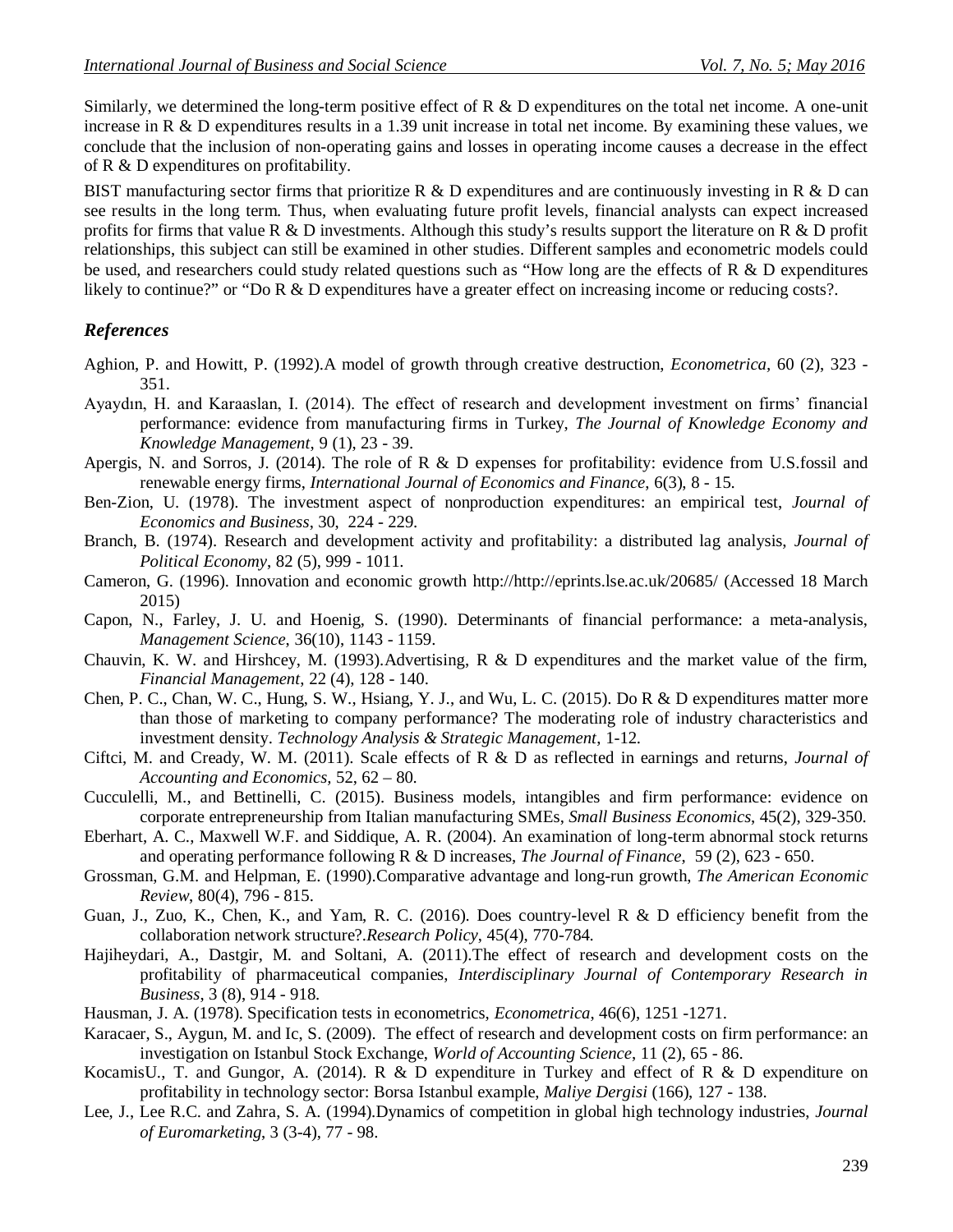Similarly, we determined the long-term positive effect of R & D expenditures on the total net income. A one-unit increase in R & D expenditures results in a 1.39 unit increase in total net income. By examining these values, we conclude that the inclusion of non-operating gains and losses in operating income causes a decrease in the effect of R & D expenditures on profitability.

BIST manufacturing sector firms that prioritize R & D expenditures and are continuously investing in R & D can see results in the long term. Thus, when evaluating future profit levels, financial analysts can expect increased profits for firms that value R & D investments. Although this study's results support the literature on R & D profit relationships, this subject can still be examined in other studies. Different samples and econometric models could be used, and researchers could study related questions such as "How long are the effects of R & D expenditures likely to continue?" or "Do R & D expenditures have a greater effect on increasing income or reducing costs?.

## *References*

Aghion, P. and Howitt, P. (1992).A model of growth through creative destruction, *Econometrica*, 60 (2), 323 - 351.

Ayaydın, H. and Karaaslan, I. (2014). The effect of research and development investment on firms' financial performance: evidence from manufacturing firms in Turkey, *The Journal of Knowledge Economy and Knowledge Management*, 9 (1), 23 - 39.

Apergis, N. and Sorros, J. (2014). The role of R & D expenses for profitability: evidence from U.S.fossil and renewable energy firms, *International Journal of Economics and Finance*, 6(3), 8 - 15.

Ben-Zion, U. (1978). The investment aspect of nonproduction expenditures: an empirical test, *Journal of Economics and Business*, 30, 224 - 229.

Branch, B. (1974). Research and development activity and profitability: a distributed lag analysis, *Journal of Political Economy*, 82 (5), 999 - 1011.

Cameron, G. (1996). Innovation and economic growth http://http://eprints.lse.ac.uk/20685/ (Accessed 18 March 2015)

Capon, N., Farley, J. U. and Hoenig, S. (1990). Determinants of financial performance: a meta-analysis, *Management Science*, 36(10), 1143 - 1159.

Chauvin, K. W. and Hirshcey, M. (1993).Advertising, R & D expenditures and the market value of the firm, *Financial Management*, 22 (4), 128 - 140.

Chen, P. C., Chan, W. C., Hung, S. W., Hsiang, Y. J., and Wu, L. C. (2015). Do R & D expenditures matter more than those of marketing to company performance? The moderating role of industry characteristics and investment density. *Technology Analysis & Strategic Management*, 1-12.

Ciftci, M. and Cready, W. M. (2011). Scale effects of R & D as reflected in earnings and returns, *Journal of Accounting and Economics*, 52, 62 – 80.

Cucculelli, M., and Bettinelli, C. (2015). Business models, intangibles and firm performance: evidence on corporate entrepreneurship from Italian manufacturing SMEs, *Small Business Economics*, 45(2), 329-350.

Eberhart, A. C., Maxwell W.F. and Siddique, A. R. (2004). An examination of long-term abnormal stock returns and operating performance following R & D increases, *The Journal of Finance*, 59 (2), 623 - 650.

Grossman, G.M. and Helpman, E. (1990).Comparative advantage and long-run growth, *The American Economic Review*, 80(4), 796 - 815.

Guan, J., Zuo, K., Chen, K., and Yam, R. C. (2016). Does country-level R & D efficiency benefit from the collaboration network structure?.*Research Policy*, 45(4), 770-784.

Hajiheydari, A., Dastgir, M. and Soltani, A. (2011).The effect of research and development costs on the profitability of pharmaceutical companies, *Interdisciplinary Journal of Contemporary Research in Business*, 3 (8), 914 - 918.

Hausman, J. A. (1978). Specification tests in econometrics, *Econometrica*, 46(6), 1251 -1271.

Karacaer, S., Aygun, M. and Ic, S. (2009). The effect of research and development costs on firm performance: an investigation on Istanbul Stock Exchange, *World of Accounting Science*, 11 (2), 65 - 86.

KocamisU., T. and Gungor, A. (2014). R & D expenditure in Turkey and effect of R & D expenditure on profitability in technology sector: Borsa Istanbul example, *Maliye Dergisi* (166), 127 - 138.

Lee, J., Lee R.C. and Zahra, S. A. (1994).Dynamics of competition in global high technology industries, *Journal of Euromarketing*, 3 (3-4), 77 - 98.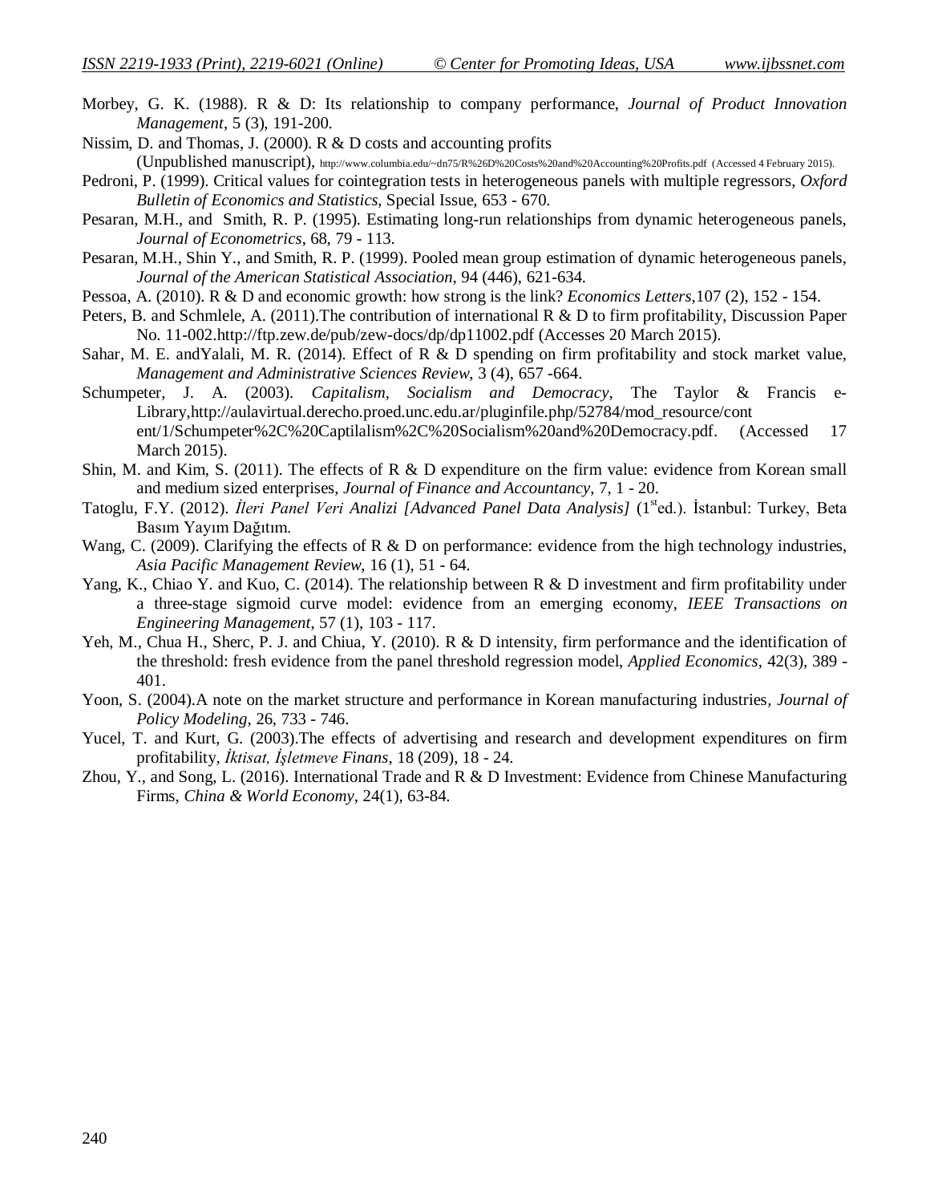Morbey, G. K. (1988). R & D: Its relationship to company performance, *Journal of Product Innovation Management*, 5 (3), 191-200.

Nissim, D. and Thomas, J. (2000). R & D costs and accounting profits (Unpublished manuscript), http://www.columbia.edu/~dn75/R%26D%20Costs%20and%20Accounting%20Profits.pdf (Accessed 4 February 2015).

Pedroni, P. (1999). Critical values for cointegration tests in heterogeneous panels with multiple regressors, *Oxford Bulletin of Economics and Statistics*, Special Issue, 653 - 670.

Pesaran, M.H., and Smith, R. P. (1995). Estimating long-run relationships from dynamic heterogeneous panels, *Journal of Econometrics*, 68, 79 - 113.

Pesaran, M.H., Shin Y., and Smith, R. P. (1999). Pooled mean group estimation of dynamic heterogeneous panels, *Journal of the American Statistical Association*, 94 (446), 621-634.

Pessoa, A. (2010). R & D and economic growth: how strong is the link? *Economics Letters*,107 (2), 152 - 154.

Peters, B. and Schmlele, A. (2011).The contribution of international R & D to firm profitability, Discussion Paper No. 11-002.http://ftp.zew.de/pub/zew-docs/dp/dp11002.pdf (Accesses 20 March 2015).

Sahar, M. E. andYalali, M. R. (2014). Effect of R & D spending on firm profitability and stock market value, *Management and Administrative Sciences Review*, 3 (4), 657 -664.

Schumpeter, J. A. (2003). *Capitalism, Socialism and Democracy*, The Taylor & Francis e-Library,http://aulavirtual.derecho.proed.unc.edu.ar/pluginfile.php/52784/mod_resource/content/1/Schumpeter%2C%20Captilalism%2C%20Socialism%20and%20Democracy.pdf. (Accessed 17 March 2015).

Shin, M. and Kim, S. (2011). The effects of R & D expenditure on the firm value: evidence from Korean small and medium sized enterprises, *Journal of Finance and Accountancy*, 7, 1 - 20.

Tatoglu, F.Y. (2012). *İleri Panel Veri Analizi [Advanced Panel Data Analysis]* (1st ed.). İstanbul: Turkey, Beta Basım Yayım Dağıtım.

Wang, C. (2009). Clarifying the effects of R & D on performance: evidence from the high technology industries, *Asia Pacific Management Review*, 16 (1), 51 - 64.

Yang, K., Chiao Y. and Kuo, C. (2014). The relationship between R & D investment and firm profitability under a three-stage sigmoid curve model: evidence from an emerging economy, *IEEE Transactions on Engineering Management*, 57 (1), 103 - 117.

Yeh, M., Chua H., Sherc, P. J. and Chiua, Y. (2010). R & D intensity, firm performance and the identification of the threshold: fresh evidence from the panel threshold regression model, *Applied Economics*, 42(3), 389 - 401.

Yoon, S. (2004).A note on the market structure and performance in Korean manufacturing industries, *Journal of Policy Modeling*, 26, 733 - 746.

Yucel, T. and Kurt, G. (2003).The effects of advertising and research and development expenditures on firm profitability, *İktisat, İşletmeve Finans*, 18 (209), 18 - 24.

Zhou, Y., and Song, L. (2016). International Trade and R & D Investment: Evidence from Chinese Manufacturing Firms, *China & World Economy*, 24(1), 63-84.